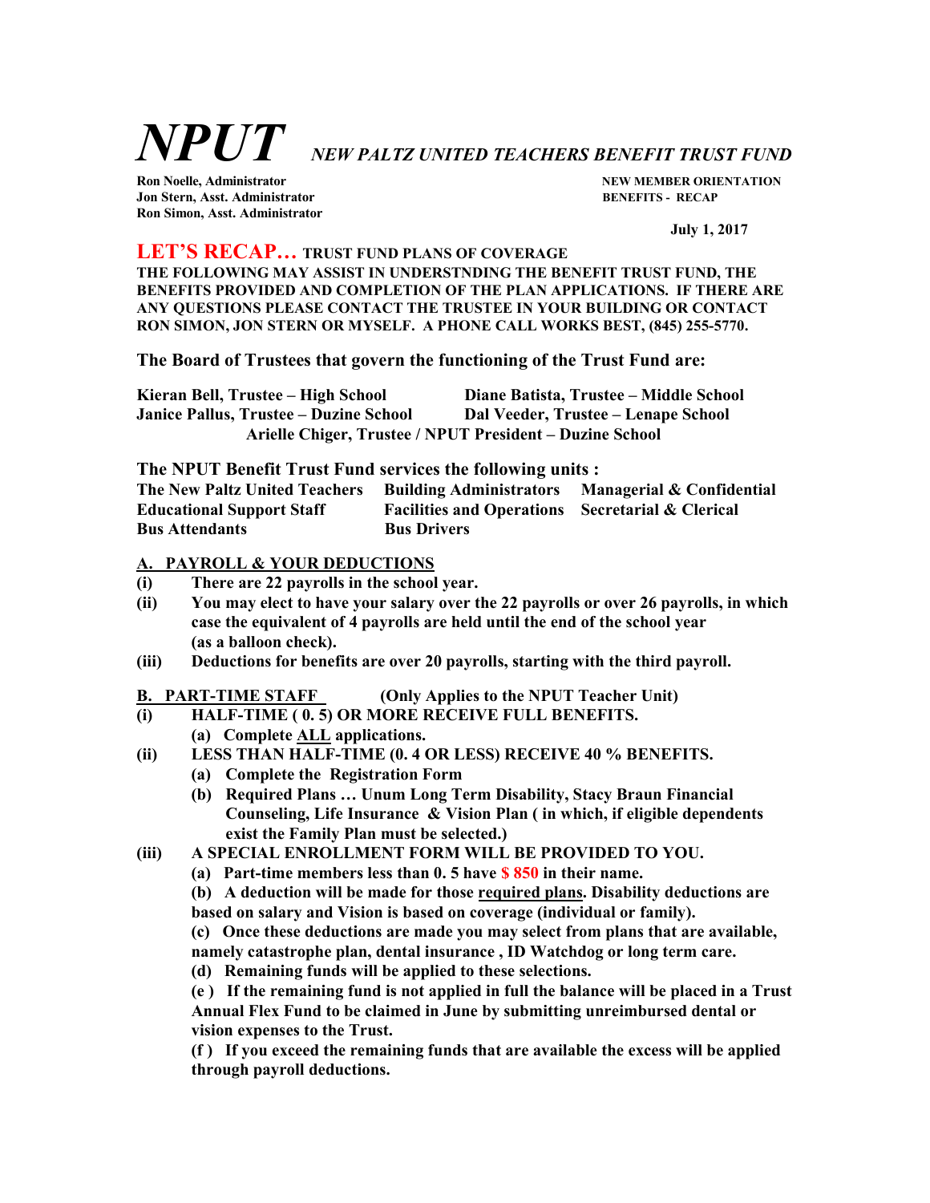# *NPUT* *NEW PALTZ UNITED TEACHERS BENEFIT TRUST FUND*

**Ron Noelle, Administrator**
**Jon Stern, Asst. Administrator**
**Ron Simon, Asst. Administrator**

**NEW MEMBER ORIENTATION**
**BENEFITS - RECAP**

**July 1, 2017**

## LET'S RECAP… TRUST FUND PLANS OF COVERAGE

**THE FOLLOWING MAY ASSIST IN UNDERSTNDING THE BENEFIT TRUST FUND, THE BENEFITS PROVIDED AND COMPLETION OF THE PLAN APPLICATIONS. IF THERE ARE ANY QUESTIONS PLEASE CONTACT THE TRUSTEE IN YOUR BUILDING OR CONTACT RON SIMON, JON STERN OR MYSELF. A PHONE CALL WORKS BEST, (845) 255-5770.**

**The Board of Trustees that govern the functioning of the Trust Fund are:**

**Kieran Bell, Trustee – High School**
**Diane Batista, Trustee – Middle School**
**Janice Pallus, Trustee – Duzine School**
**Dal Veeder, Trustee – Lenape School**
**Arielle Chiger, Trustee / NPUT President – Duzine School**

**The NPUT Benefit Trust Fund services the following units :**

| | | |
|---|---|---|
| **The New Paltz United Teachers** | **Building Administrators** | **Managerial & Confidential** |
| **Educational Support Staff** | **Facilities and Operations** | **Secretarial & Clerical** |
| **Bus Attendants** | **Bus Drivers** | |

### A. PAYROLL & YOUR DEDUCTIONS

**(i)** **There are 22 payrolls in the school year.**

**(ii)** **You may elect to have your salary over the 22 payrolls or over 26 payrolls, in which case the equivalent of 4 payrolls are held until the end of the school year (as a balloon check).**

**(iii)** **Deductions for benefits are over 20 payrolls, starting with the third payroll.**

### B. PART-TIME STAFF (Only Applies to the NPUT Teacher Unit)

**(i)** **HALF-TIME ( 0. 5) OR MORE RECEIVE FULL BENEFITS.**
- **(a) Complete ALL applications.**

**(ii)** **LESS THAN HALF-TIME (0. 4 OR LESS) RECEIVE 40 % BENEFITS.**
- **(a) Complete the Registration Form**
- **(b) Required Plans … Unum Long Term Disability, Stacy Braun Financial Counseling, Life Insurance & Vision Plan ( in which, if eligible dependents exist the Family Plan must be selected.)**

**(iii)** **A SPECIAL ENROLLMENT FORM WILL BE PROVIDED TO YOU.**
- **(a) Part-time members less than 0. 5 have $ 850 in their name.**
- **(b) A deduction will be made for those required plans. Disability deductions are based on salary and Vision is based on coverage (individual or family).**
- **(c) Once these deductions are made you may select from plans that are available, namely catastrophe plan, dental insurance , ID Watchdog or long term care.**
- **(d) Remaining funds will be applied to these selections.**
- **(e ) If the remaining fund is not applied in full the balance will be placed in a Trust Annual Flex Fund to be claimed in June by submitting unreimbursed dental or vision expenses to the Trust.**
- **(f ) If you exceed the remaining funds that are available the excess will be applied through payroll deductions.**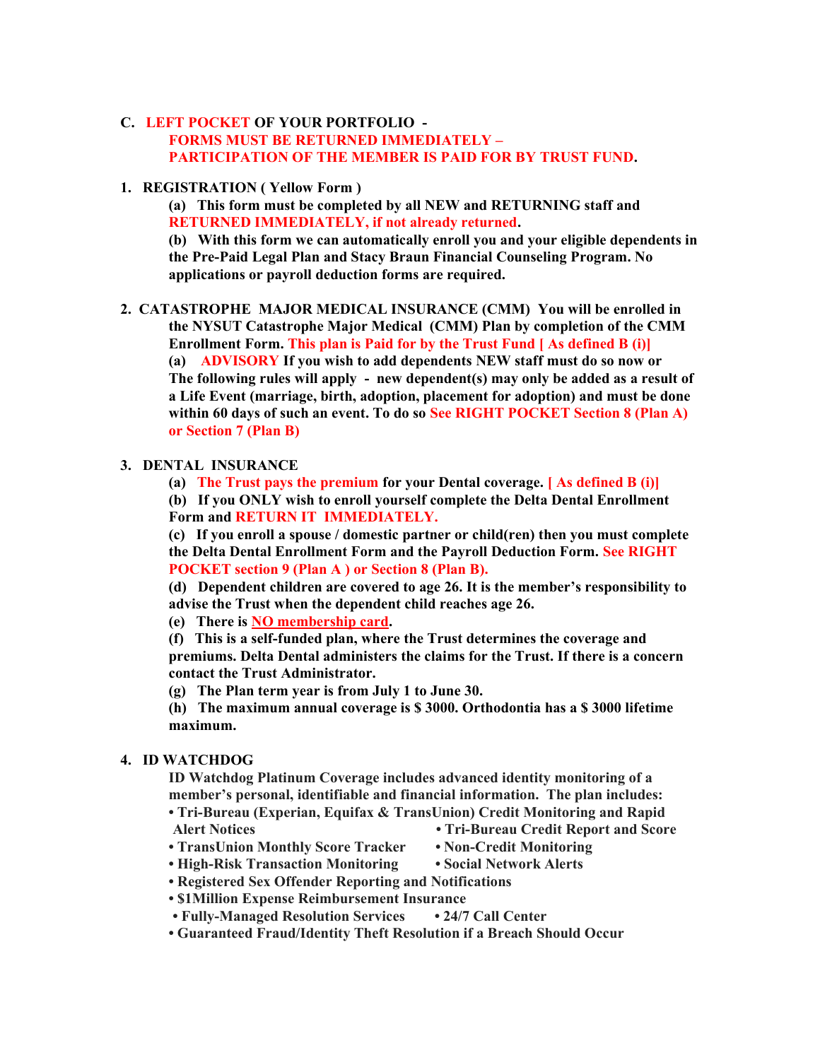## C. LEFT POCKET OF YOUR PORTFOLIO - FORMS MUST BE RETURNED IMMEDIATELY – PARTICIPATION OF THE MEMBER IS PAID FOR BY TRUST FUND.

**1. REGISTRATION ( Yellow Form )**

**(a) This form must be completed by all NEW and RETURNING staff and RETURNED IMMEDIATELY, if not already returned.**

**(b) With this form we can automatically enroll you and your eligible dependents in the Pre-Paid Legal Plan and Stacy Braun Financial Counseling Program. No applications or payroll deduction forms are required.**

**2. CATASTROPHE MAJOR MEDICAL INSURANCE (CMM) You will be enrolled in the NYSUT Catastrophe Major Medical (CMM) Plan by completion of the CMM Enrollment Form. This plan is Paid for by the Trust Fund [ As defined B (i)]**

**(a) ADVISORY If you wish to add dependents NEW staff must do so now or The following rules will apply - new dependent(s) may only be added as a result of a Life Event (marriage, birth, adoption, placement for adoption) and must be done within 60 days of such an event. To do so See RIGHT POCKET Section 8 (Plan A) or Section 7 (Plan B)**

**3. DENTAL INSURANCE**

**(a) The Trust pays the premium for your Dental coverage. [ As defined B (i)]**

**(b) If you ONLY wish to enroll yourself complete the Delta Dental Enrollment Form and RETURN IT IMMEDIATELY.**

**(c) If you enroll a spouse / domestic partner or child(ren) then you must complete the Delta Dental Enrollment Form and the Payroll Deduction Form. See RIGHT POCKET section 9 (Plan A ) or Section 8 (Plan B).**

**(d) Dependent children are covered to age 26. It is the member's responsibility to advise the Trust when the dependent child reaches age 26.**

**(e) There is NO membership card.**

**(f) This is a self-funded plan, where the Trust determines the coverage and premiums. Delta Dental administers the claims for the Trust. If there is a concern contact the Trust Administrator.**

**(g) The Plan term year is from July 1 to June 30.**

**(h) The maximum annual coverage is $ 3000. Orthodontia has a $ 3000 lifetime maximum.**

**4. ID WATCHDOG**

**ID Watchdog Platinum Coverage includes advanced identity monitoring of a member's personal, identifiable and financial information. The plan includes:**

- **Tri-Bureau (Experian, Equifax & TransUnion) Credit Monitoring and Rapid Alert Notices**
- **Tri-Bureau Credit Report and Score**
- **TransUnion Monthly Score Tracker**
- **Non-Credit Monitoring**
- **High-Risk Transaction Monitoring**
- **Social Network Alerts**
- **Registered Sex Offender Reporting and Notifications**
- **$1Million Expense Reimbursement Insurance**
- **Fully-Managed Resolution Services**
- **24/7 Call Center**
- **Guaranteed Fraud/Identity Theft Resolution if a Breach Should Occur**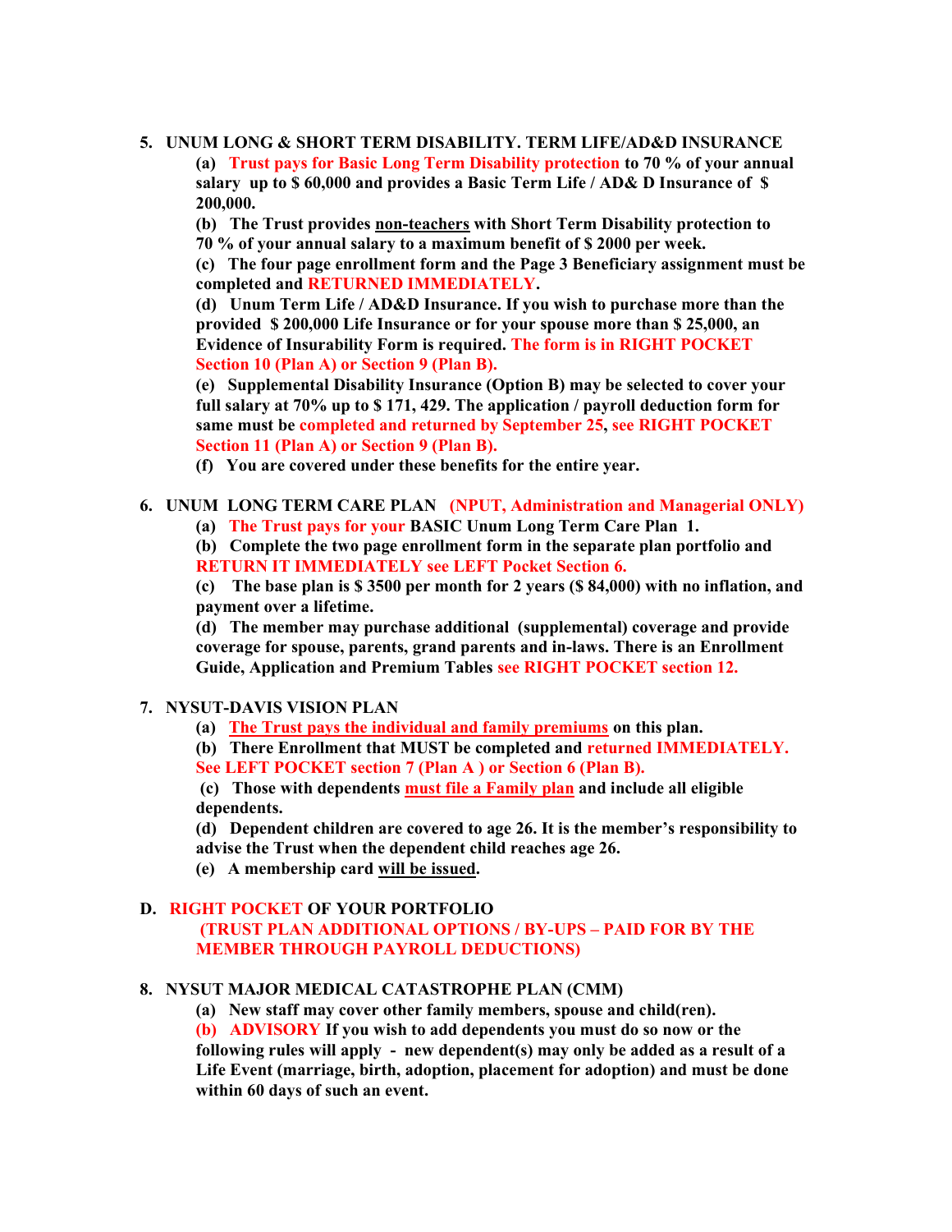5. **UNUM LONG & SHORT TERM DISABILITY. TERM LIFE/AD&D INSURANCE**

   **(a) Trust pays for Basic Long Term Disability protection to 70 % of your annual salary up to $ 60,000 and provides a Basic Term Life / AD& D Insurance of $ 200,000.**

   **(b) The Trust provides non-teachers with Short Term Disability protection to 70 % of your annual salary to a maximum benefit of $ 2000 per week.**

   **(c) The four page enrollment form and the Page 3 Beneficiary assignment must be completed and RETURNED IMMEDIATELY.**

   **(d) Unum Term Life / AD&D Insurance. If you wish to purchase more than the provided $ 200,000 Life Insurance or for your spouse more than $ 25,000, an Evidence of Insurability Form is required. The form is in RIGHT POCKET Section 10 (Plan A) or Section 9 (Plan B).**

   **(e) Supplemental Disability Insurance (Option B) may be selected to cover your full salary at 70% up to $ 171, 429. The application / payroll deduction form for same must be completed and returned by September 25, see RIGHT POCKET Section 11 (Plan A) or Section 9 (Plan B).**

   **(f) You are covered under these benefits for the entire year.**

6. **UNUM LONG TERM CARE PLAN (NPUT, Administration and Managerial ONLY)**

   **(a) The Trust pays for your BASIC Unum Long Term Care Plan 1.**

   **(b) Complete the two page enrollment form in the separate plan portfolio and RETURN IT IMMEDIATELY see LEFT Pocket Section 6.**

   **(c) The base plan is $ 3500 per month for 2 years ($ 84,000) with no inflation, and payment over a lifetime.**

   **(d) The member may purchase additional (supplemental) coverage and provide coverage for spouse, parents, grand parents and in-laws. There is an Enrollment Guide, Application and Premium Tables see RIGHT POCKET section 12.**

7. **NYSUT-DAVIS VISION PLAN**

   **(a) The Trust pays the individual and family premiums on this plan.**

   **(b) There Enrollment that MUST be completed and returned IMMEDIATELY. See LEFT POCKET section 7 (Plan A ) or Section 6 (Plan B).**

   **(c) Those with dependents must file a Family plan and include all eligible dependents.**

   **(d) Dependent children are covered to age 26. It is the member's responsibility to advise the Trust when the dependent child reaches age 26.**

   **(e) A membership card will be issued.**

## D. RIGHT POCKET OF YOUR PORTFOLIO

**(TRUST PLAN ADDITIONAL OPTIONS / BY-UPS – PAID FOR BY THE MEMBER THROUGH PAYROLL DEDUCTIONS)**

8. **NYSUT MAJOR MEDICAL CATASTROPHE PLAN (CMM)**

   **(a) New staff may cover other family members, spouse and child(ren).**

   **(b) ADVISORY If you wish to add dependents you must do so now or the following rules will apply - new dependent(s) may only be added as a result of a Life Event (marriage, birth, adoption, placement for adoption) and must be done within 60 days of such an event.**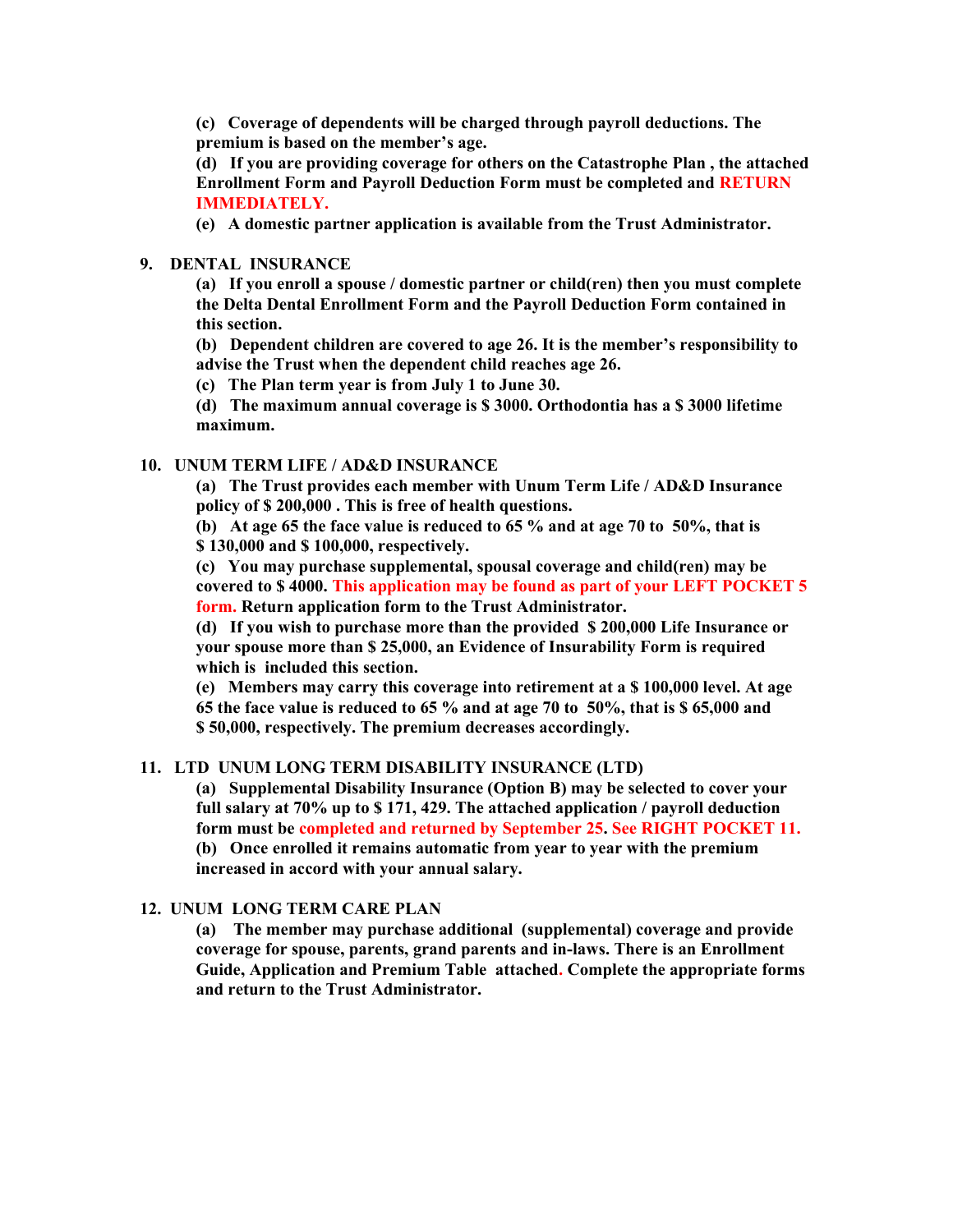**(c) Coverage of dependents will be charged through payroll deductions. The premium is based on the member's age.**

**(d) If you are providing coverage for others on the Catastrophe Plan , the attached Enrollment Form and Payroll Deduction Form must be completed and RETURN IMMEDIATELY.**

**(e) A domestic partner application is available from the Trust Administrator.**

**9. DENTAL INSURANCE**

**(a) If you enroll a spouse / domestic partner or child(ren) then you must complete the Delta Dental Enrollment Form and the Payroll Deduction Form contained in this section.**

**(b) Dependent children are covered to age 26. It is the member's responsibility to advise the Trust when the dependent child reaches age 26.**

**(c) The Plan term year is from July 1 to June 30.**

**(d) The maximum annual coverage is $ 3000. Orthodontia has a $ 3000 lifetime maximum.**

**10. UNUM TERM LIFE / AD&D INSURANCE**

**(a) The Trust provides each member with Unum Term Life / AD&D Insurance policy of $ 200,000 . This is free of health questions.**

**(b) At age 65 the face value is reduced to 65 % and at age 70 to 50%, that is $ 130,000 and $ 100,000, respectively.**

**(c) You may purchase supplemental, spousal coverage and child(ren) may be covered to $ 4000. This application may be found as part of your LEFT POCKET 5 form. Return application form to the Trust Administrator.**

**(d) If you wish to purchase more than the provided $ 200,000 Life Insurance or your spouse more than $ 25,000, an Evidence of Insurability Form is required which is included this section.**

**(e) Members may carry this coverage into retirement at a $ 100,000 level. At age 65 the face value is reduced to 65 % and at age 70 to 50%, that is $ 65,000 and $ 50,000, respectively. The premium decreases accordingly.**

**11. LTD UNUM LONG TERM DISABILITY INSURANCE (LTD)**

**(a) Supplemental Disability Insurance (Option B) may be selected to cover your full salary at 70% up to $ 171, 429. The attached application / payroll deduction form must be completed and returned by September 25. See RIGHT POCKET 11.**

**(b) Once enrolled it remains automatic from year to year with the premium increased in accord with your annual salary.**

**12. UNUM LONG TERM CARE PLAN**

**(a) The member may purchase additional (supplemental) coverage and provide coverage for spouse, parents, grand parents and in-laws. There is an Enrollment Guide, Application and Premium Table attached. Complete the appropriate forms and return to the Trust Administrator.**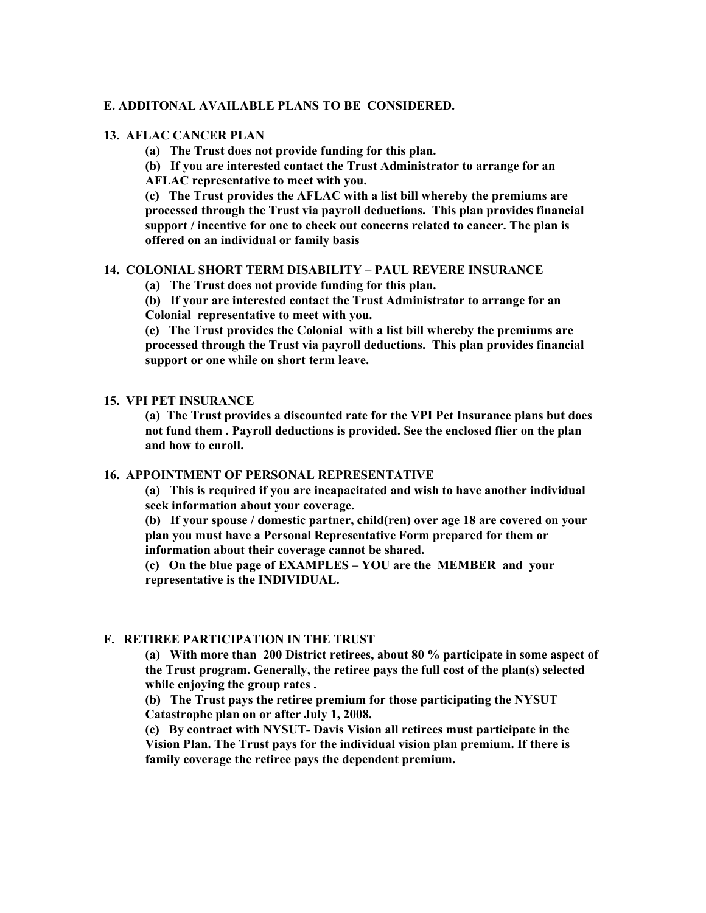**E. ADDITONAL AVAILABLE PLANS TO BE CONSIDERED.**

**13. AFLAC CANCER PLAN**

**(a) The Trust does not provide funding for this plan.**

**(b) If you are interested contact the Trust Administrator to arrange for an AFLAC representative to meet with you.**

**(c) The Trust provides the AFLAC with a list bill whereby the premiums are processed through the Trust via payroll deductions. This plan provides financial support / incentive for one to check out concerns related to cancer. The plan is offered on an individual or family basis**

**14. COLONIAL SHORT TERM DISABILITY – PAUL REVERE INSURANCE**

**(a) The Trust does not provide funding for this plan.**

**(b) If your are interested contact the Trust Administrator to arrange for an Colonial representative to meet with you.**

**(c) The Trust provides the Colonial with a list bill whereby the premiums are processed through the Trust via payroll deductions. This plan provides financial support or one while on short term leave.**

**15. VPI PET INSURANCE**

**(a) The Trust provides a discounted rate for the VPI Pet Insurance plans but does not fund them . Payroll deductions is provided. See the enclosed flier on the plan and how to enroll.**

**16. APPOINTMENT OF PERSONAL REPRESENTATIVE**

**(a) This is required if you are incapacitated and wish to have another individual seek information about your coverage.**

**(b) If your spouse / domestic partner, child(ren) over age 18 are covered on your plan you must have a Personal Representative Form prepared for them or information about their coverage cannot be shared.**

**(c) On the blue page of EXAMPLES – YOU are the MEMBER and your representative is the INDIVIDUAL.**

**F. RETIREE PARTICIPATION IN THE TRUST**

**(a) With more than 200 District retirees, about 80 % participate in some aspect of the Trust program. Generally, the retiree pays the full cost of the plan(s) selected while enjoying the group rates .**

**(b) The Trust pays the retiree premium for those participating the NYSUT Catastrophe plan on or after July 1, 2008.**

**(c) By contract with NYSUT- Davis Vision all retirees must participate in the Vision Plan. The Trust pays for the individual vision plan premium. If there is family coverage the retiree pays the dependent premium.**